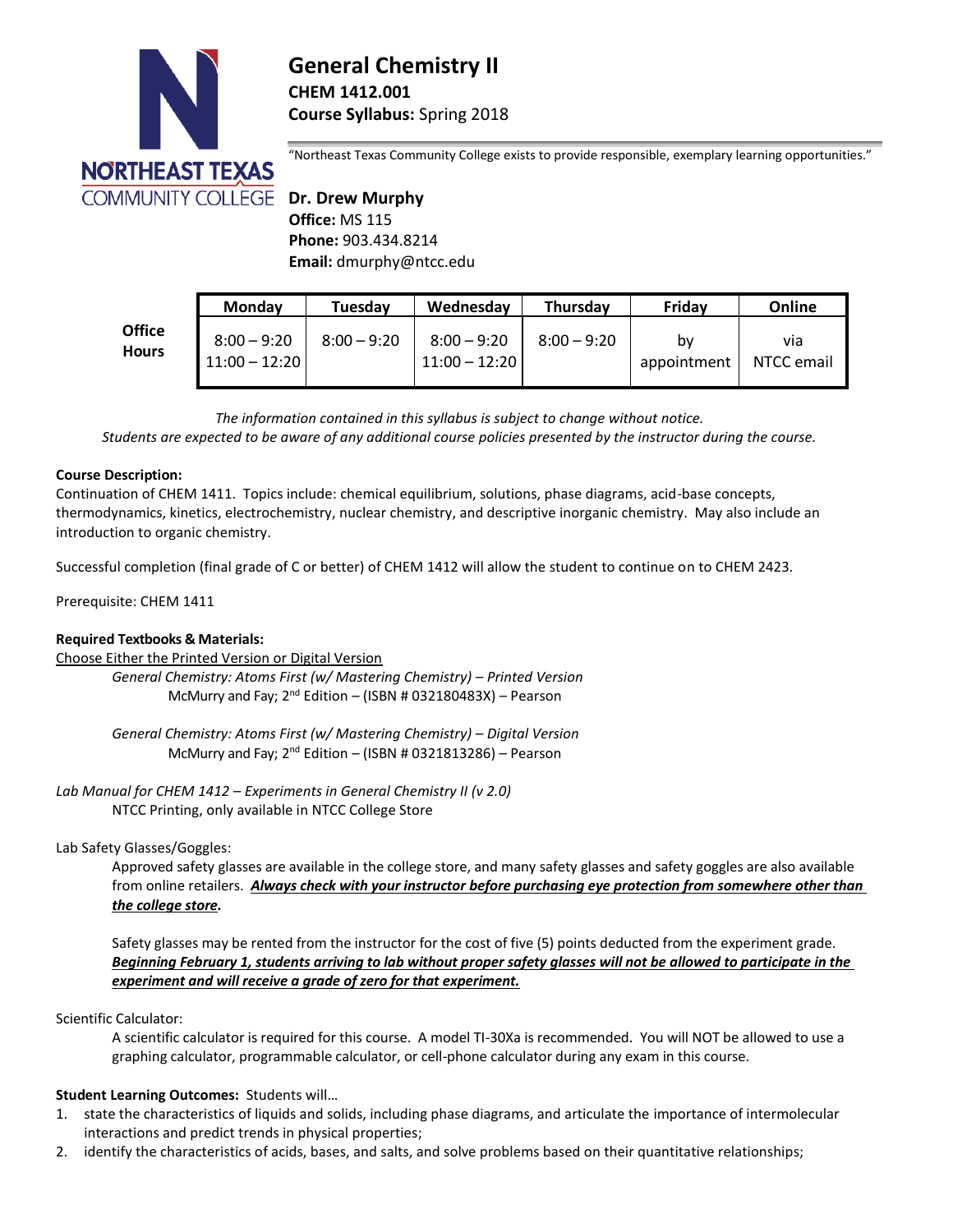# General Chemistry II

**CHEM 1412.001**

**Course Syllabus:** Spring 2018

"Northeast Texas Community College exists to provide responsible, exemplary learning opportunities."

**Dr. Drew Murphy**
**Office:** MS 115
**Phone:** 903.434.8214
**Email:** dmurphy@ntcc.edu

| | Monday | Tuesday | Wednesday | Thursday | Friday | Online |
|---|---|---|---|---|---|---|
| **Office Hours** | 8:00 – 9:20<br>11:00 – 12:20 | 8:00 – 9:20 | 8:00 – 9:20<br>11:00 – 12:20 | 8:00 – 9:20 | by appointment | via NTCC email |

*The information contained in this syllabus is subject to change without notice.*
*Students are expected to be aware of any additional course policies presented by the instructor during the course.*

**Course Description:**
Continuation of CHEM 1411. Topics include: chemical equilibrium, solutions, phase diagrams, acid-base concepts, thermodynamics, kinetics, electrochemistry, nuclear chemistry, and descriptive inorganic chemistry. May also include an introduction to organic chemistry.

Successful completion (final grade of C or better) of CHEM 1412 will allow the student to continue on to CHEM 2423.

Prerequisite: CHEM 1411

**Required Textbooks & Materials:**

Choose Either the Printed Version or Digital Version

*General Chemistry: Atoms First (w/ Mastering Chemistry) – Printed Version*
McMurry and Fay; 2nd Edition – (ISBN # 032180483X) – Pearson

*General Chemistry: Atoms First (w/ Mastering Chemistry) – Digital Version*
McMurry and Fay; 2nd Edition – (ISBN # 0321813286) – Pearson

*Lab Manual for CHEM 1412 – Experiments in General Chemistry II (v 2.0)*
NTCC Printing, only available in NTCC College Store

Lab Safety Glasses/Goggles:

Approved safety glasses are available in the college store, and many safety glasses and safety goggles are also available from online retailers. ***Always check with your instructor before purchasing eye protection from somewhere other than the college store.***

Safety glasses may be rented from the instructor for the cost of five (5) points deducted from the experiment grade. ***Beginning February 1, students arriving to lab without proper safety glasses will not be allowed to participate in the experiment and will receive a grade of zero for that experiment.***

Scientific Calculator:

A scientific calculator is required for this course. A model TI-30Xa is recommended. You will NOT be allowed to use a graphing calculator, programmable calculator, or cell-phone calculator during any exam in this course.

**Student Learning Outcomes:** Students will…

1. state the characteristics of liquids and solids, including phase diagrams, and articulate the importance of intermolecular interactions and predict trends in physical properties;
2. identify the characteristics of acids, bases, and salts, and solve problems based on their quantitative relationships;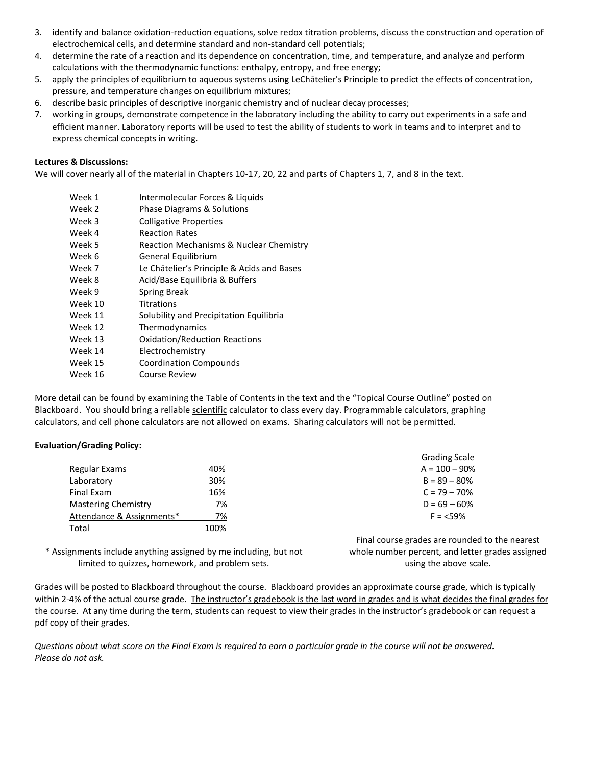3. identify and balance oxidation-reduction equations, solve redox titration problems, discuss the construction and operation of electrochemical cells, and determine standard and non-standard cell potentials;
4. determine the rate of a reaction and its dependence on concentration, time, and temperature, and analyze and perform calculations with the thermodynamic functions: enthalpy, entropy, and free energy;
5. apply the principles of equilibrium to aqueous systems using LeChâtelier's Principle to predict the effects of concentration, pressure, and temperature changes on equilibrium mixtures;
6. describe basic principles of descriptive inorganic chemistry and of nuclear decay processes;
7. working in groups, demonstrate competence in the laboratory including the ability to carry out experiments in a safe and efficient manner. Laboratory reports will be used to test the ability of students to work in teams and to interpret and to express chemical concepts in writing.

**Lectures & Discussions:**

We will cover nearly all of the material in Chapters 10-17, 20, 22 and parts of Chapters 1, 7, and 8 in the text.

| | |
|---|---|
| Week 1 | Intermolecular Forces & Liquids |
| Week 2 | Phase Diagrams & Solutions |
| Week 3 | Colligative Properties |
| Week 4 | Reaction Rates |
| Week 5 | Reaction Mechanisms & Nuclear Chemistry |
| Week 6 | General Equilibrium |
| Week 7 | Le Châtelier's Principle & Acids and Bases |
| Week 8 | Acid/Base Equilibria & Buffers |
| Week 9 | Spring Break |
| Week 10 | Titrations |
| Week 11 | Solubility and Precipitation Equilibria |
| Week 12 | Thermodynamics |
| Week 13 | Oxidation/Reduction Reactions |
| Week 14 | Electrochemistry |
| Week 15 | Coordination Compounds |
| Week 16 | Course Review |

More detail can be found by examining the Table of Contents in the text and the "Topical Course Outline" posted on Blackboard. You should bring a reliable scientific calculator to class every day. Programmable calculators, graphing calculators, and cell phone calculators are not allowed on exams. Sharing calculators will not be permitted.

**Evaluation/Grading Policy:**

| | |
|---|---|
| Regular Exams | 40% |
| Laboratory | 30% |
| Final Exam | 16% |
| Mastering Chemistry | 7% |
| Attendance & Assignments* | 7% |
| Total | 100% |

\* Assignments include anything assigned by me including, but not limited to quizzes, homework, and problem sets.

| Grading Scale |
|---|
| A = 100 – 90% |
| B = 89 – 80% |
| C = 79 – 70% |
| D = 69 – 60% |
| F = <59% |

Final course grades are rounded to the nearest whole number percent, and letter grades assigned using the above scale.

Grades will be posted to Blackboard throughout the course. Blackboard provides an approximate course grade, which is typically within 2-4% of the actual course grade. The instructor's gradebook is the last word in grades and is what decides the final grades for the course. At any time during the term, students can request to view their grades in the instructor's gradebook or can request a pdf copy of their grades.

*Questions about what score on the Final Exam is required to earn a particular grade in the course will not be answered. Please do not ask.*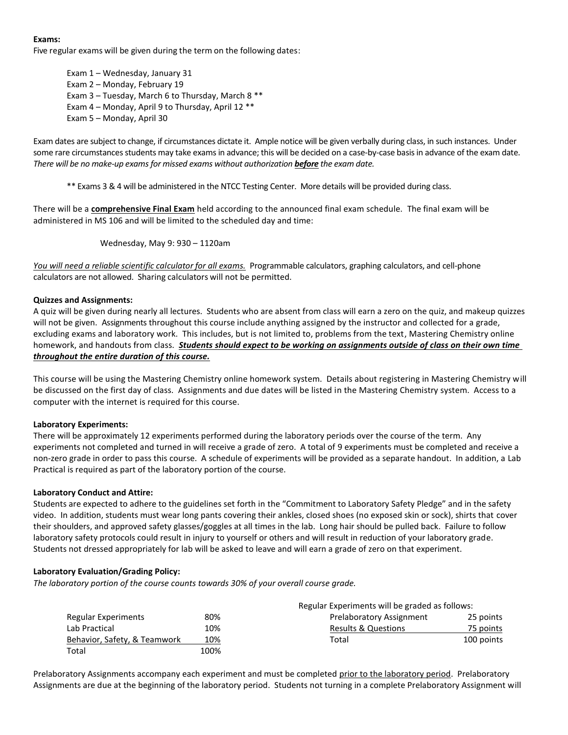**Exams:**
Five regular exams will be given during the term on the following dates:

Exam 1 – Wednesday, January 31
Exam 2 – Monday, February 19
Exam 3 – Tuesday, March 6 to Thursday, March 8 **
Exam 4 – Monday, April 9 to Thursday, April 12 **
Exam 5 – Monday, April 30

Exam dates are subject to change, if circumstances dictate it. Ample notice will be given verbally during class, in such instances. Under some rare circumstances students may take exams in advance; this will be decided on a case-by-case basis in advance of the exam date. *There will be no make-up exams for missed exams without authorization **before** the exam date.*

** Exams 3 & 4 will be administered in the NTCC Testing Center. More details will be provided during class.

There will be a **comprehensive Final Exam** held according to the announced final exam schedule. The final exam will be administered in MS 106 and will be limited to the scheduled day and time:

Wednesday, May 9: 930 – 1120am

*You will need a reliable scientific calculator for all exams.* Programmable calculators, graphing calculators, and cell-phone calculators are not allowed. Sharing calculators will not be permitted.

**Quizzes and Assignments:**
A quiz will be given during nearly all lectures. Students who are absent from class will earn a zero on the quiz, and makeup quizzes will not be given. Assignments throughout this course include anything assigned by the instructor and collected for a grade, excluding exams and laboratory work. This includes, but is not limited to, problems from the text, Mastering Chemistry online homework, and handouts from class. ***Students should expect to be working on assignments outside of class on their own time throughout the entire duration of this course.***

This course will be using the Mastering Chemistry online homework system. Details about registering in Mastering Chemistry will be discussed on the first day of class. Assignments and due dates will be listed in the Mastering Chemistry system. Access to a computer with the internet is required for this course.

**Laboratory Experiments:**
There will be approximately 12 experiments performed during the laboratory periods over the course of the term. Any experiments not completed and turned in will receive a grade of zero. A total of 9 experiments must be completed and receive a non-zero grade in order to pass this course. A schedule of experiments will be provided as a separate handout. In addition, a Lab Practical is required as part of the laboratory portion of the course.

**Laboratory Conduct and Attire:**
Students are expected to adhere to the guidelines set forth in the "Commitment to Laboratory Safety Pledge" and in the safety video. In addition, students must wear long pants covering their ankles, closed shoes (no exposed skin or sock), shirts that cover their shoulders, and approved safety glasses/goggles at all times in the lab. Long hair should be pulled back. Failure to follow laboratory safety protocols could result in injury to yourself or others and will result in reduction of your laboratory grade. Students not dressed appropriately for lab will be asked to leave and will earn a grade of zero on that experiment.

**Laboratory Evaluation/Grading Policy:**
*The laboratory portion of the course counts towards 30% of your overall course grade.*

| Component | Weight |
|---|---|
| Regular Experiments | 80% |
| Lab Practical | 10% |
| Behavior, Safety, & Teamwork | 10% |
| Total | 100% |

Regular Experiments will be graded as follows:

| Component | Points |
|---|---|
| Prelaboratory Assignment | 25 points |
| Results & Questions | 75 points |
| Total | 100 points |

Prelaboratory Assignments accompany each experiment and must be completed prior to the laboratory period. Prelaboratory Assignments are due at the beginning of the laboratory period. Students not turning in a complete Prelaboratory Assignment will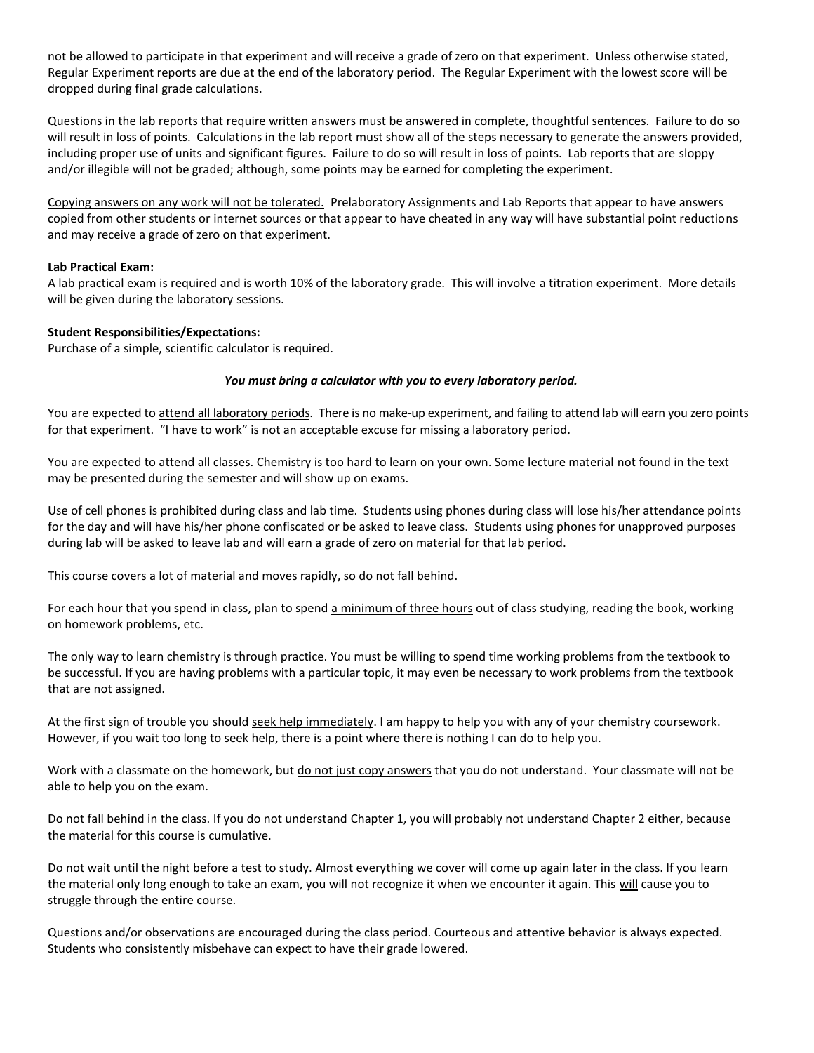not be allowed to participate in that experiment and will receive a grade of zero on that experiment. Unless otherwise stated, Regular Experiment reports are due at the end of the laboratory period. The Regular Experiment with the lowest score will be dropped during final grade calculations.

Questions in the lab reports that require written answers must be answered in complete, thoughtful sentences. Failure to do so will result in loss of points. Calculations in the lab report must show all of the steps necessary to generate the answers provided, including proper use of units and significant figures. Failure to do so will result in loss of points. Lab reports that are sloppy and/or illegible will not be graded; although, some points may be earned for completing the experiment.

<u>Copying answers on any work will not be tolerated.</u> Prelaboratory Assignments and Lab Reports that appear to have answers copied from other students or internet sources or that appear to have cheated in any way will have substantial point reductions and may receive a grade of zero on that experiment.

**Lab Practical Exam:**
A lab practical exam is required and is worth 10% of the laboratory grade. This will involve a titration experiment. More details will be given during the laboratory sessions.

**Student Responsibilities/Expectations:**
Purchase of a simple, scientific calculator is required.

***You must bring a calculator with you to every laboratory period.***

You are expected to <u>attend all laboratory periods</u>. There is no make-up experiment, and failing to attend lab will earn you zero points for that experiment. "I have to work" is not an acceptable excuse for missing a laboratory period.

You are expected to attend all classes. Chemistry is too hard to learn on your own. Some lecture material not found in the text may be presented during the semester and will show up on exams.

Use of cell phones is prohibited during class and lab time. Students using phones during class will lose his/her attendance points for the day and will have his/her phone confiscated or be asked to leave class. Students using phones for unapproved purposes during lab will be asked to leave lab and will earn a grade of zero on material for that lab period.

This course covers a lot of material and moves rapidly, so do not fall behind.

For each hour that you spend in class, plan to spend <u>a minimum of three hours</u> out of class studying, reading the book, working on homework problems, etc.

<u>The only way to learn chemistry is through practice.</u> You must be willing to spend time working problems from the textbook to be successful. If you are having problems with a particular topic, it may even be necessary to work problems from the textbook that are not assigned.

At the first sign of trouble you should <u>seek help immediately</u>. I am happy to help you with any of your chemistry coursework. However, if you wait too long to seek help, there is a point where there is nothing I can do to help you.

Work with a classmate on the homework, but <u>do not just copy answers</u> that you do not understand. Your classmate will not be able to help you on the exam.

Do not fall behind in the class. If you do not understand Chapter 1, you will probably not understand Chapter 2 either, because the material for this course is cumulative.

Do not wait until the night before a test to study. Almost everything we cover will come up again later in the class. If you learn the material only long enough to take an exam, you will not recognize it when we encounter it again. This <u>will</u> cause you to struggle through the entire course.

Questions and/or observations are encouraged during the class period. Courteous and attentive behavior is always expected. Students who consistently misbehave can expect to have their grade lowered.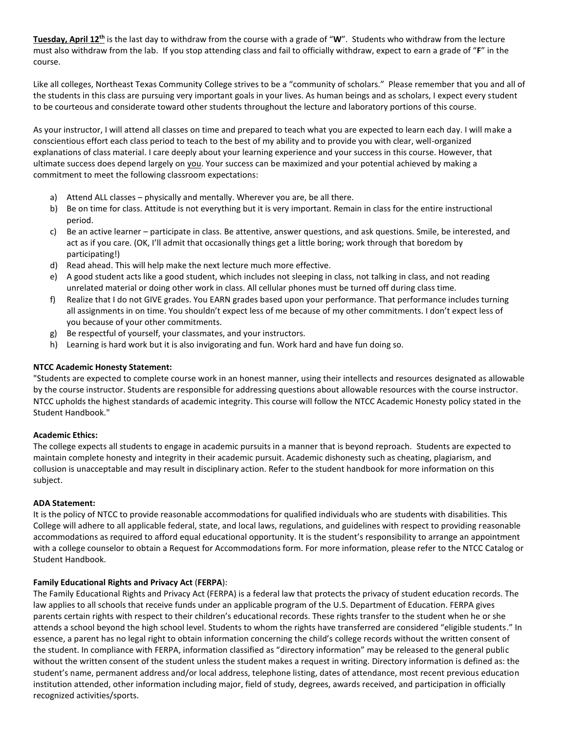**Tuesday, April 12th** is the last day to withdraw from the course with a grade of "**W**". Students who withdraw from the lecture must also withdraw from the lab. If you stop attending class and fail to officially withdraw, expect to earn a grade of "**F**" in the course.

Like all colleges, Northeast Texas Community College strives to be a "community of scholars." Please remember that you and all of the students in this class are pursuing very important goals in your lives. As human beings and as scholars, I expect every student to be courteous and considerate toward other students throughout the lecture and laboratory portions of this course.

As your instructor, I will attend all classes on time and prepared to teach what you are expected to learn each day. I will make a conscientious effort each class period to teach to the best of my ability and to provide you with clear, well-organized explanations of class material. I care deeply about your learning experience and your success in this course. However, that ultimate success does depend largely on you. Your success can be maximized and your potential achieved by making a commitment to meet the following classroom expectations:

a) Attend ALL classes – physically and mentally. Wherever you are, be all there.
b) Be on time for class. Attitude is not everything but it is very important. Remain in class for the entire instructional period.
c) Be an active learner – participate in class. Be attentive, answer questions, and ask questions. Smile, be interested, and act as if you care. (OK, I'll admit that occasionally things get a little boring; work through that boredom by participating!)
d) Read ahead. This will help make the next lecture much more effective.
e) A good student acts like a good student, which includes not sleeping in class, not talking in class, and not reading unrelated material or doing other work in class. All cellular phones must be turned off during class time.
f) Realize that I do not GIVE grades. You EARN grades based upon your performance. That performance includes turning all assignments in on time. You shouldn't expect less of me because of my other commitments. I don't expect less of you because of your other commitments.
g) Be respectful of yourself, your classmates, and your instructors.
h) Learning is hard work but it is also invigorating and fun. Work hard and have fun doing so.

**NTCC Academic Honesty Statement:**
"Students are expected to complete course work in an honest manner, using their intellects and resources designated as allowable by the course instructor. Students are responsible for addressing questions about allowable resources with the course instructor. NTCC upholds the highest standards of academic integrity. This course will follow the NTCC Academic Honesty policy stated in the Student Handbook."

**Academic Ethics:**
The college expects all students to engage in academic pursuits in a manner that is beyond reproach. Students are expected to maintain complete honesty and integrity in their academic pursuit. Academic dishonesty such as cheating, plagiarism, and collusion is unacceptable and may result in disciplinary action. Refer to the student handbook for more information on this subject.

**ADA Statement:**
It is the policy of NTCC to provide reasonable accommodations for qualified individuals who are students with disabilities. This College will adhere to all applicable federal, state, and local laws, regulations, and guidelines with respect to providing reasonable accommodations as required to afford equal educational opportunity. It is the student's responsibility to arrange an appointment with a college counselor to obtain a Request for Accommodations form. For more information, please refer to the NTCC Catalog or Student Handbook.

**Family Educational Rights and Privacy Act (FERPA):**
The Family Educational Rights and Privacy Act (FERPA) is a federal law that protects the privacy of student education records. The law applies to all schools that receive funds under an applicable program of the U.S. Department of Education. FERPA gives parents certain rights with respect to their children's educational records. These rights transfer to the student when he or she attends a school beyond the high school level. Students to whom the rights have transferred are considered "eligible students." In essence, a parent has no legal right to obtain information concerning the child's college records without the written consent of the student. In compliance with FERPA, information classified as "directory information" may be released to the general public without the written consent of the student unless the student makes a request in writing. Directory information is defined as: the student's name, permanent address and/or local address, telephone listing, dates of attendance, most recent previous education institution attended, other information including major, field of study, degrees, awards received, and participation in officially recognized activities/sports.